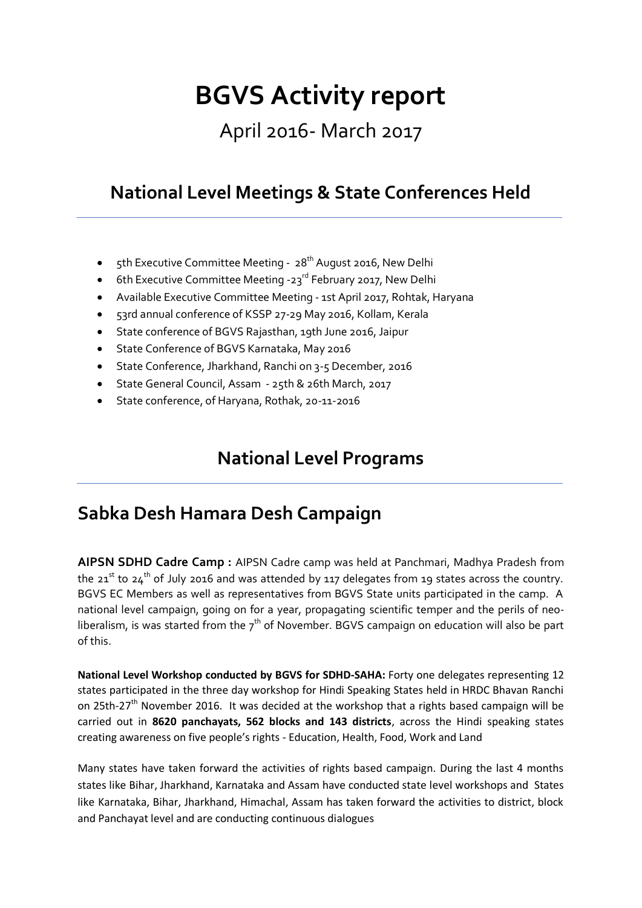# BGVS Activity report

## April 2016- March 2017

## National Level Meetings & State Conferences Held

- 5th Executive Committee Meeting - 28th August 2016, New Delhi
- 6th Executive Committee Meeting -23rd February 2017, New Delhi
- Available Executive Committee Meeting - 1st April 2017, Rohtak, Haryana
- 53rd annual conference of KSSP 27-29 May 2016, Kollam, Kerala
- State conference of BGVS Rajasthan, 19th June 2016, Jaipur
- State Conference of BGVS Karnataka, May 2016
- State Conference, Jharkhand, Ranchi on 3-5 December, 2016
- State General Council, Assam - 25th & 26th March, 2017
- State conference, of Haryana, Rothak, 20-11-2016

## National Level Programs

## Sabka Desh Hamara Desh Campaign

**AIPSN SDHD Cadre Camp :** AIPSN Cadre camp was held at Panchmari, Madhya Pradesh from the 21st to 24th of July 2016 and was attended by 117 delegates from 19 states across the country. BGVS EC Members as well as representatives from BGVS State units participated in the camp. A national level campaign, going on for a year, propagating scientific temper and the perils of neo-liberalism, is was started from the 7th of November. BGVS campaign on education will also be part of this.

**National Level Workshop conducted by BGVS for SDHD-SAHA:** Forty one delegates representing 12 states participated in the three day workshop for Hindi Speaking States held in HRDC Bhavan Ranchi on 25th-27th November 2016. It was decided at the workshop that a rights based campaign will be carried out in **8620 panchayats, 562 blocks and 143 districts**, across the Hindi speaking states creating awareness on five people's rights - Education, Health, Food, Work and Land

Many states have taken forward the activities of rights based campaign. During the last 4 months states like Bihar, Jharkhand, Karnataka and Assam have conducted state level workshops and States like Karnataka, Bihar, Jharkhand, Himachal, Assam has taken forward the activities to district, block and Panchayat level and are conducting continuous dialogues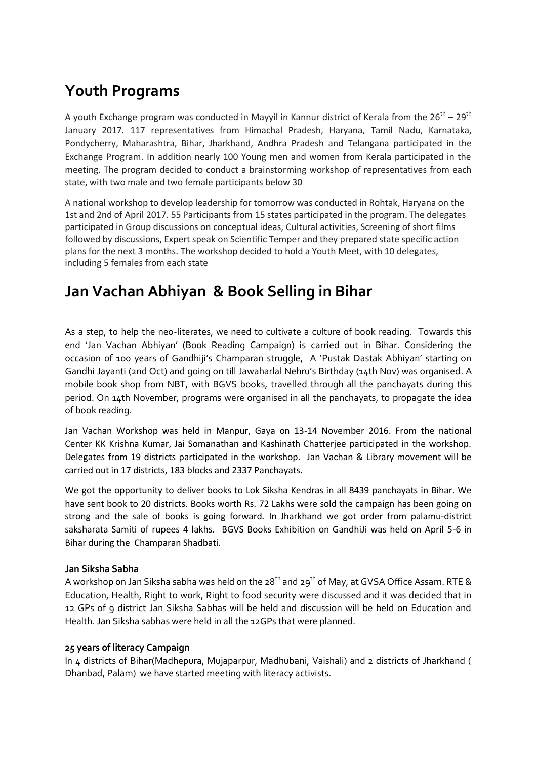## Youth Programs

A youth Exchange program was conducted in Mayyil in Kannur district of Kerala from the $26^{th}$ – $29^{th}$ January 2017. 117 representatives from Himachal Pradesh, Haryana, Tamil Nadu, Karnataka, Pondycherry, Maharashtra, Bihar, Jharkhand, Andhra Pradesh and Telangana participated in the Exchange Program. In addition nearly 100 Young men and women from Kerala participated in the meeting. The program decided to conduct a brainstorming workshop of representatives from each state, with two male and two female participants below 30

A national workshop to develop leadership for tomorrow was conducted in Rohtak, Haryana on the 1st and 2nd of April 2017. 55 Participants from 15 states participated in the program. The delegates participated in Group discussions on conceptual ideas, Cultural activities, Screening of short films followed by discussions, Expert speak on Scientific Temper and they prepared state specific action plans for the next 3 months. The workshop decided to hold a Youth Meet, with 10 delegates, including 5 females from each state

## Jan Vachan Abhiyan & Book Selling in Bihar

As a step, to help the neo-literates, we need to cultivate a culture of book reading. Towards this end 'Jan Vachan Abhiyan' (Book Reading Campaign) is carried out in Bihar. Considering the occasion of 100 years of Gandhiji's Champaran struggle, A 'Pustak Dastak Abhiyan' starting on Gandhi Jayanti (2nd Oct) and going on till Jawaharlal Nehru's Birthday (14th Nov) was organised. A mobile book shop from NBT, with BGVS books, travelled through all the panchayats during this period. On 14th November, programs were organised in all the panchayats, to propagate the idea of book reading.

Jan Vachan Workshop was held in Manpur, Gaya on 13-14 November 2016. From the national Center KK Krishna Kumar, Jai Somanathan and Kashinath Chatterjee participated in the workshop. Delegates from 19 districts participated in the workshop. Jan Vachan & Library movement will be carried out in 17 districts, 183 blocks and 2337 Panchayats.

We got the opportunity to deliver books to Lok Siksha Kendras in all 8439 panchayats in Bihar. We have sent book to 20 districts. Books worth Rs. 72 Lakhs were sold the campaign has been going on strong and the sale of books is going forward. In Jharkhand we got order from palamu-district saksharata Samiti of rupees 4 lakhs. BGVS Books Exhibition on GandhiJi was held on April 5-6 in Bihar during the Champaran Shadbati.

**Jan Siksha Sabha**

A workshop on Jan Siksha sabha was held on the $28^{th}$ and $29^{th}$ of May, at GVSA Office Assam. RTE & Education, Health, Right to work, Right to food security were discussed and it was decided that in 12 GPs of 9 district Jan Siksha Sabhas will be held and discussion will be held on Education and Health. Jan Siksha sabhas were held in all the 12GPs that were planned.

**25 years of literacy Campaign**

In 4 districts of Bihar(Madhepura, Mujaparpur, Madhubani, Vaishali) and 2 districts of Jharkhand ( Dhanbad, Palam) we have started meeting with literacy activists.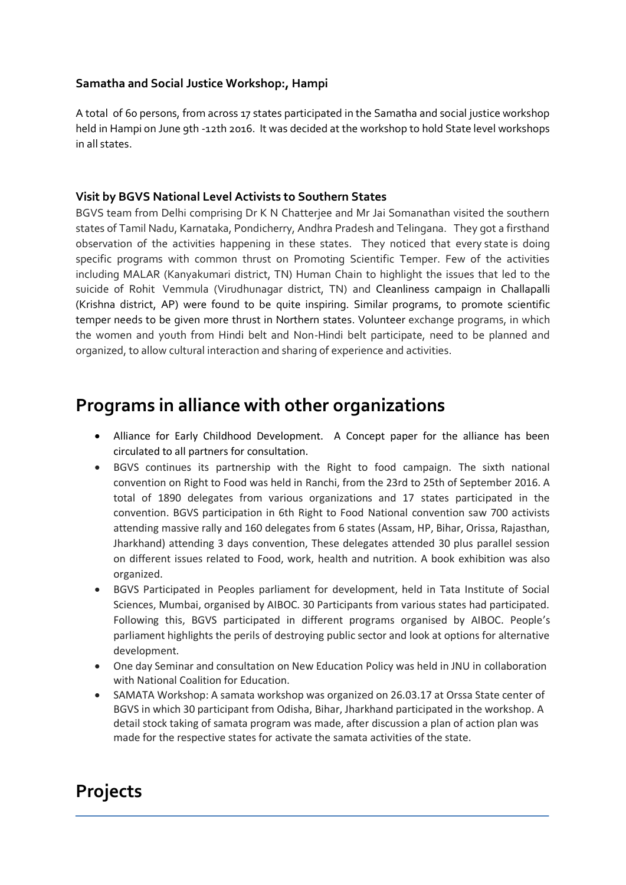### Samatha and Social Justice Workshop:, Hampi

A total of 60 persons, from across 17 states participated in the Samatha and social justice workshop held in Hampi on June 9th -12th 2016. It was decided at the workshop to hold State level workshops in all states.

### Visit by BGVS National Level Activists to Southern States

BGVS team from Delhi comprising Dr K N Chatterjee and Mr Jai Somanathan visited the southern states of Tamil Nadu, Karnataka, Pondicherry, Andhra Pradesh and Telingana. They got a firsthand observation of the activities happening in these states. They noticed that every state is doing specific programs with common thrust on Promoting Scientific Temper. Few of the activities including MALAR (Kanyakumari district, TN) Human Chain to highlight the issues that led to the suicide of Rohit Vemmula (Virudhunagar district, TN) and Cleanliness campaign in Challapalli (Krishna district, AP) were found to be quite inspiring. Similar programs, to promote scientific temper needs to be given more thrust in Northern states. Volunteer exchange programs, in which the women and youth from Hindi belt and Non-Hindi belt participate, need to be planned and organized, to allow cultural interaction and sharing of experience and activities.

## Programs in alliance with other organizations

- Alliance for Early Childhood Development. A Concept paper for the alliance has been circulated to all partners for consultation.
- BGVS continues its partnership with the Right to food campaign. The sixth national convention on Right to Food was held in Ranchi, from the 23rd to 25th of September 2016. A total of 1890 delegates from various organizations and 17 states participated in the convention. BGVS participation in 6th Right to Food National convention saw 700 activists attending massive rally and 160 delegates from 6 states (Assam, HP, Bihar, Orissa, Rajasthan, Jharkhand) attending 3 days convention, These delegates attended 30 plus parallel session on different issues related to Food, work, health and nutrition. A book exhibition was also organized.
- BGVS Participated in Peoples parliament for development, held in Tata Institute of Social Sciences, Mumbai, organised by AIBOC. 30 Participants from various states had participated. Following this, BGVS participated in different programs organised by AIBOC. People's parliament highlights the perils of destroying public sector and look at options for alternative development.
- One day Seminar and consultation on New Education Policy was held in JNU in collaboration with National Coalition for Education.
- SAMATA Workshop: A samata workshop was organized on 26.03.17 at Orssa State center of BGVS in which 30 participant from Odisha, Bihar, Jharkhand participated in the workshop. A detail stock taking of samata program was made, after discussion a plan of action plan was made for the respective states for activate the samata activities of the state.

## Projects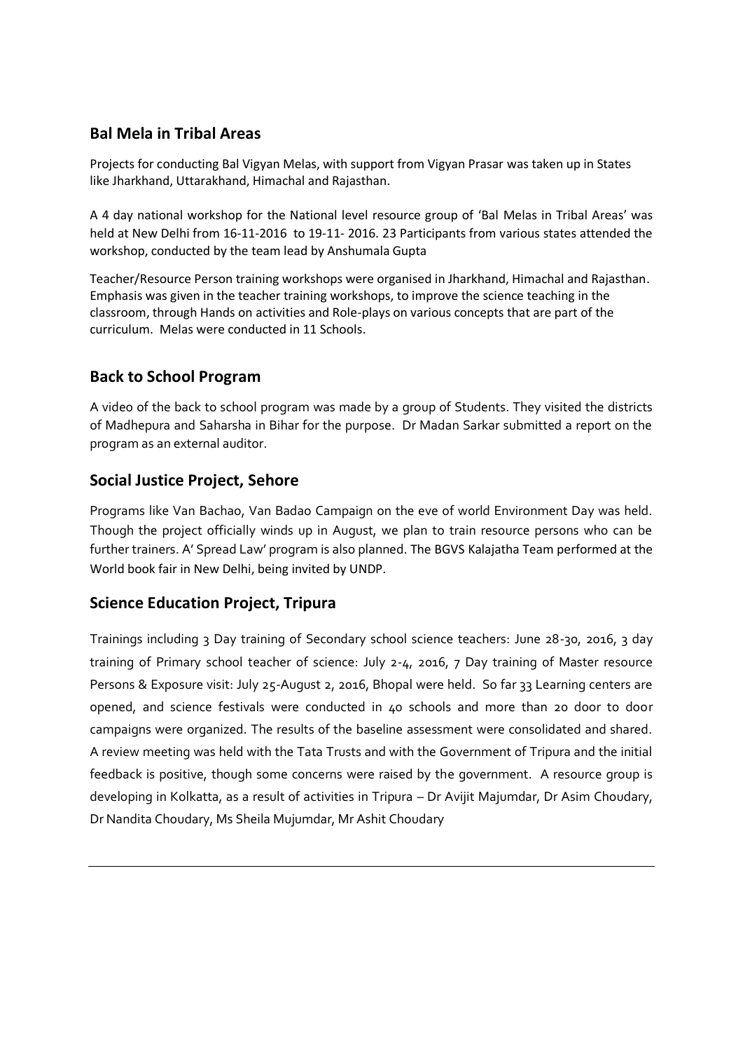## Bal Mela in Tribal Areas

Projects for conducting Bal Vigyan Melas, with support from Vigyan Prasar was taken up in States like Jharkhand, Uttarakhand, Himachal and Rajasthan.

A 4 day national workshop for the National level resource group of 'Bal Melas in Tribal Areas' was held at New Delhi from 16-11-2016 to 19-11- 2016. 23 Participants from various states attended the workshop, conducted by the team lead by Anshumala Gupta

Teacher/Resource Person training workshops were organised in Jharkhand, Himachal and Rajasthan. Emphasis was given in the teacher training workshops, to improve the science teaching in the classroom, through Hands on activities and Role-plays on various concepts that are part of the curriculum. Melas were conducted in 11 Schools.

## Back to School Program

A video of the back to school program was made by a group of Students. They visited the districts of Madhepura and Saharsha in Bihar for the purpose. Dr Madan Sarkar submitted a report on the program as an external auditor.

## Social Justice Project, Sehore

Programs like Van Bachao, Van Badao Campaign on the eve of world Environment Day was held. Though the project officially winds up in August, we plan to train resource persons who can be further trainers. A' Spread Law' program is also planned. The BGVS Kalajatha Team performed at the World book fair in New Delhi, being invited by UNDP.

## Science Education Project, Tripura

Trainings including 3 Day training of Secondary school science teachers: June 28-30, 2016, 3 day training of Primary school teacher of science: July 2-4, 2016, 7 Day training of Master resource Persons & Exposure visit: July 25-August 2, 2016, Bhopal were held. So far 33 Learning centers are opened, and science festivals were conducted in 40 schools and more than 20 door to door campaigns were organized. The results of the baseline assessment were consolidated and shared. A review meeting was held with the Tata Trusts and with the Government of Tripura and the initial feedback is positive, though some concerns were raised by the government. A resource group is developing in Kolkatta, as a result of activities in Tripura – Dr Avijit Majumdar, Dr Asim Choudary, Dr Nandita Choudary, Ms Sheila Mujumdar, Mr Ashit Choudary

---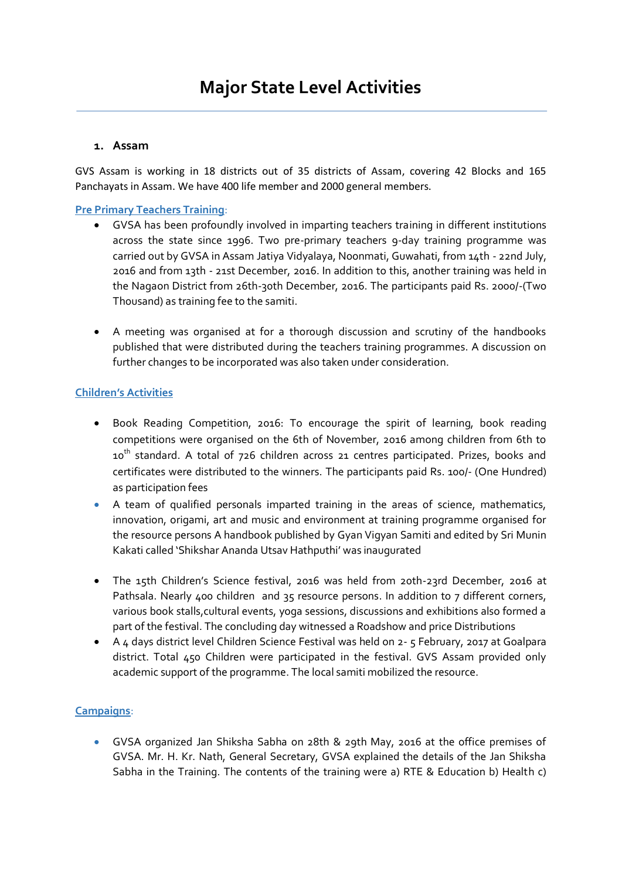# Major State Level Activities

### 1. Assam

GVS Assam is working in 18 districts out of 35 districts of Assam, covering 42 Blocks and 165 Panchayats in Assam. We have 400 life member and 2000 general members.

**Pre Primary Teachers Training**:

- GVSA has been profoundly involved in imparting teachers training in different institutions across the state since 1996. Two pre-primary teachers 9-day training programme was carried out by GVSA in Assam Jatiya Vidyalaya, Noonmati, Guwahati, from 14th - 22nd July, 2016 and from 13th - 21st December, 2016. In addition to this, another training was held in the Nagaon District from 26th-30th December, 2016. The participants paid Rs. 2000/-(Two Thousand) as training fee to the samiti.

- A meeting was organised at for a thorough discussion and scrutiny of the handbooks published that were distributed during the teachers training programmes. A discussion on further changes to be incorporated was also taken under consideration.

**Children's Activities**

- Book Reading Competition, 2016: To encourage the spirit of learning, book reading competitions were organised on the 6th of November, 2016 among children from 6th to 10th standard. A total of 726 children across 21 centres participated. Prizes, books and certificates were distributed to the winners. The participants paid Rs. 100/- (One Hundred) as participation fees
- A team of qualified personals imparted training in the areas of science, mathematics, innovation, origami, art and music and environment at training programme organised for the resource persons A handbook published by Gyan Vigyan Samiti and edited by Sri Munin Kakati called 'Shikshar Ananda Utsav Hathputhi' was inaugurated

- The 15th Children's Science festival, 2016 was held from 20th-23rd December, 2016 at Pathsala. Nearly 400 children and 35 resource persons. In addition to 7 different corners, various book stalls,cultural events, yoga sessions, discussions and exhibitions also formed a part of the festival. The concluding day witnessed a Roadshow and price Distributions
- A 4 days district level Children Science Festival was held on 2- 5 February, 2017 at Goalpara district. Total 450 Children were participated in the festival. GVS Assam provided only academic support of the programme. The local samiti mobilized the resource.

**Campaigns**:

- GVSA organized Jan Shiksha Sabha on 28th & 29th May, 2016 at the office premises of GVSA. Mr. H. Kr. Nath, General Secretary, GVSA explained the details of the Jan Shiksha Sabha in the Training. The contents of the training were a) RTE & Education b) Health c)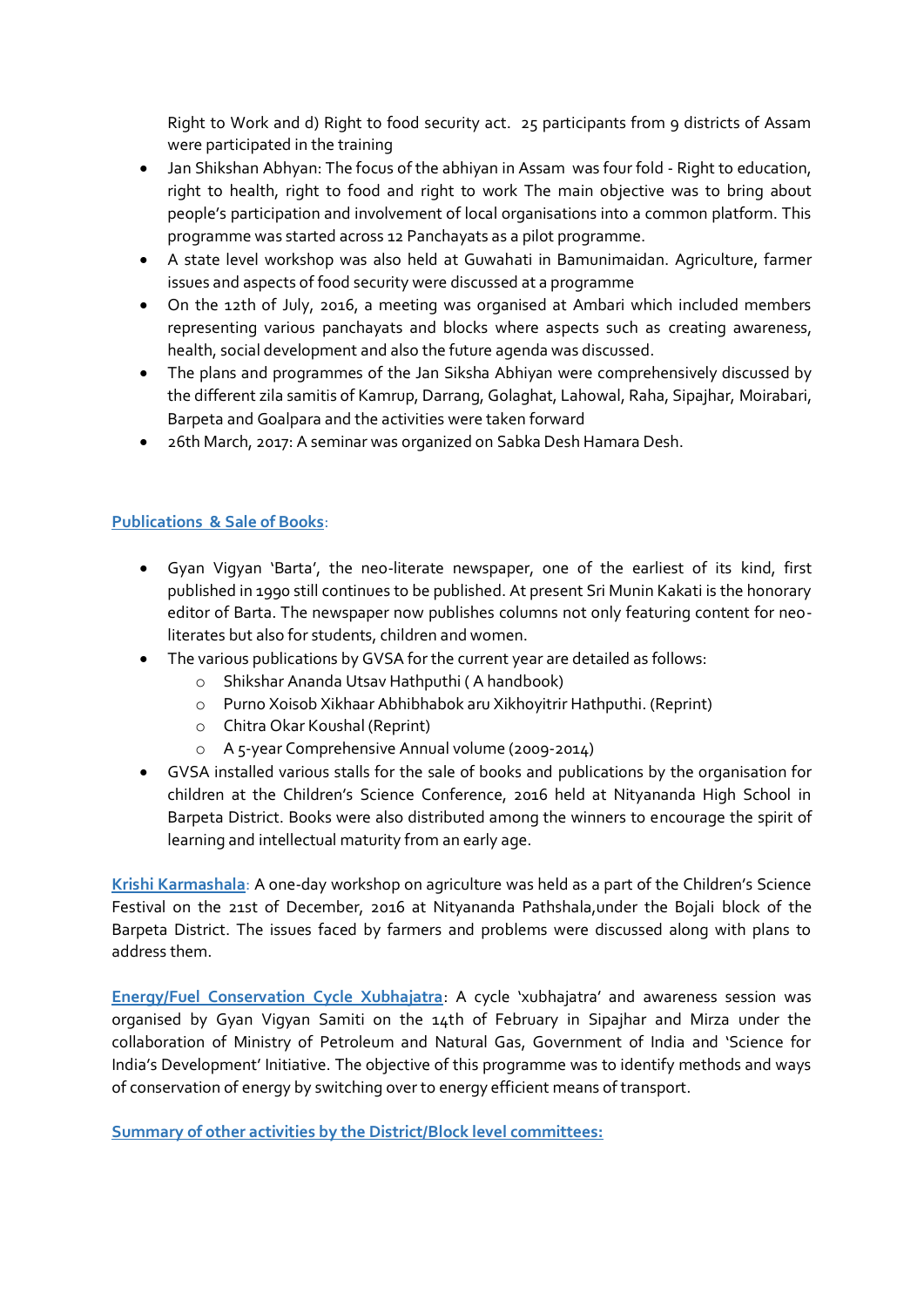Right to Work and d) Right to food security act. 25 participants from 9 districts of Assam were participated in the training

- Jan Shikshan Abhyan: The focus of the abhiyan in Assam was four fold - Right to education, right to health, right to food and right to work The main objective was to bring about people's participation and involvement of local organisations into a common platform. This programme was started across 12 Panchayats as a pilot programme.
- A state level workshop was also held at Guwahati in Bamunimaidan. Agriculture, farmer issues and aspects of food security were discussed at a programme
- On the 12th of July, 2016, a meeting was organised at Ambari which included members representing various panchayats and blocks where aspects such as creating awareness, health, social development and also the future agenda was discussed.
- The plans and programmes of the Jan Siksha Abhiyan were comprehensively discussed by the different zila samitis of Kamrup, Darrang, Golaghat, Lahowal, Raha, Sipajhar, Moirabari, Barpeta and Goalpara and the activities were taken forward
- 26th March, 2017: A seminar was organized on Sabka Desh Hamara Desh.

**Publications & Sale of Books**:

- Gyan Vigyan 'Barta', the neo-literate newspaper, one of the earliest of its kind, first published in 1990 still continues to be published. At present Sri Munin Kakati is the honorary editor of Barta. The newspaper now publishes columns not only featuring content for neo-literates but also for students, children and women.
- The various publications by GVSA for the current year are detailed as follows:
  - Shikshar Ananda Utsav Hathputhi ( A handbook)
  - Purno Xoisob Xikhaar Abhibhabok aru Xikhoyitrir Hathputhi. (Reprint)
  - Chitra Okar Koushal (Reprint)
  - A 5-year Comprehensive Annual volume (2009-2014)
- GVSA installed various stalls for the sale of books and publications by the organisation for children at the Children's Science Conference, 2016 held at Nityananda High School in Barpeta District. Books were also distributed among the winners to encourage the spirit of learning and intellectual maturity from an early age.

**Krishi Karmashala**: A one-day workshop on agriculture was held as a part of the Children's Science Festival on the 21st of December, 2016 at Nityananda Pathshala,under the Bojali block of the Barpeta District. The issues faced by farmers and problems were discussed along with plans to address them.

**Energy/Fuel Conservation Cycle Xubhajatra**: A cycle 'xubhajatra' and awareness session was organised by Gyan Vigyan Samiti on the 14th of February in Sipajhar and Mirza under the collaboration of Ministry of Petroleum and Natural Gas, Government of India and 'Science for India's Development' Initiative. The objective of this programme was to identify methods and ways of conservation of energy by switching over to energy efficient means of transport.

**Summary of other activities by the District/Block level committees:**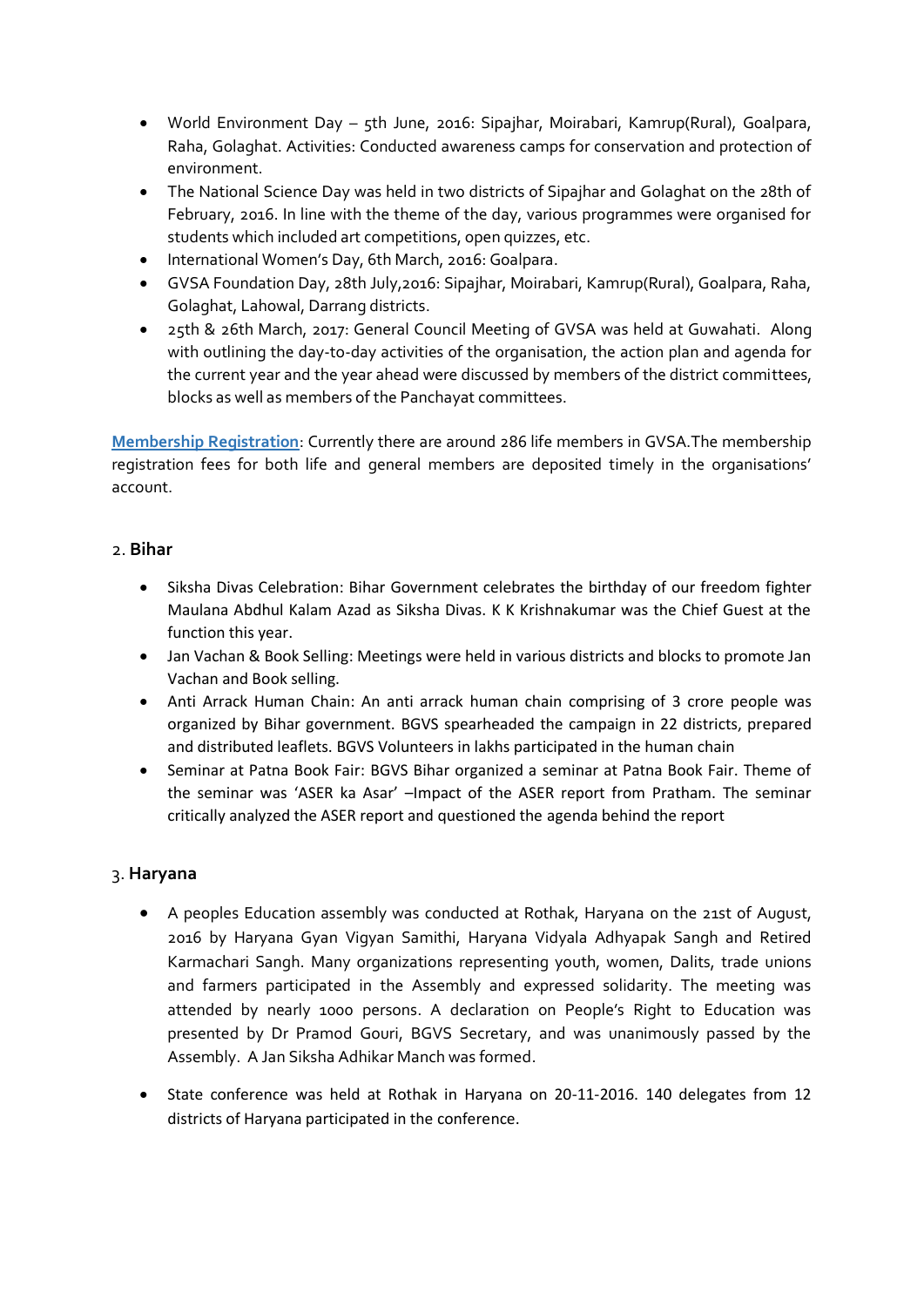- World Environment Day – 5th June, 2016: Sipajhar, Moirabari, Kamrup(Rural), Goalpara, Raha, Golaghat. Activities: Conducted awareness camps for conservation and protection of environment.
- The National Science Day was held in two districts of Sipajhar and Golaghat on the 28th of February, 2016. In line with the theme of the day, various programmes were organised for students which included art competitions, open quizzes, etc.
- International Women's Day, 6th March, 2016: Goalpara.
- GVSA Foundation Day, 28th July,2016: Sipajhar, Moirabari, Kamrup(Rural), Goalpara, Raha, Golaghat, Lahowal, Darrang districts.
- 25th & 26th March, 2017: General Council Meeting of GVSA was held at Guwahati. Along with outlining the day-to-day activities of the organisation, the action plan and agenda for the current year and the year ahead were discussed by members of the district committees, blocks as well as members of the Panchayat committees.

**Membership Registration**: Currently there are around 286 life members in GVSA.The membership registration fees for both life and general members are deposited timely in the organisations' account.

## 2. Bihar

- Siksha Divas Celebration: Bihar Government celebrates the birthday of our freedom fighter Maulana Abdhul Kalam Azad as Siksha Divas. K K Krishnakumar was the Chief Guest at the function this year.
- Jan Vachan & Book Selling: Meetings were held in various districts and blocks to promote Jan Vachan and Book selling.
- Anti Arrack Human Chain: An anti arrack human chain comprising of 3 crore people was organized by Bihar government. BGVS spearheaded the campaign in 22 districts, prepared and distributed leaflets. BGVS Volunteers in lakhs participated in the human chain
- Seminar at Patna Book Fair: BGVS Bihar organized a seminar at Patna Book Fair. Theme of the seminar was 'ASER ka Asar' –Impact of the ASER report from Pratham. The seminar critically analyzed the ASER report and questioned the agenda behind the report

## 3. Haryana

- A peoples Education assembly was conducted at Rothak, Haryana on the 21st of August, 2016 by Haryana Gyan Vigyan Samithi, Haryana Vidyala Adhyapak Sangh and Retired Karmachari Sangh. Many organizations representing youth, women, Dalits, trade unions and farmers participated in the Assembly and expressed solidarity. The meeting was attended by nearly 1000 persons. A declaration on People's Right to Education was presented by Dr Pramod Gouri, BGVS Secretary, and was unanimously passed by the Assembly. A Jan Siksha Adhikar Manch was formed.

- State conference was held at Rothak in Haryana on 20-11-2016. 140 delegates from 12 districts of Haryana participated in the conference.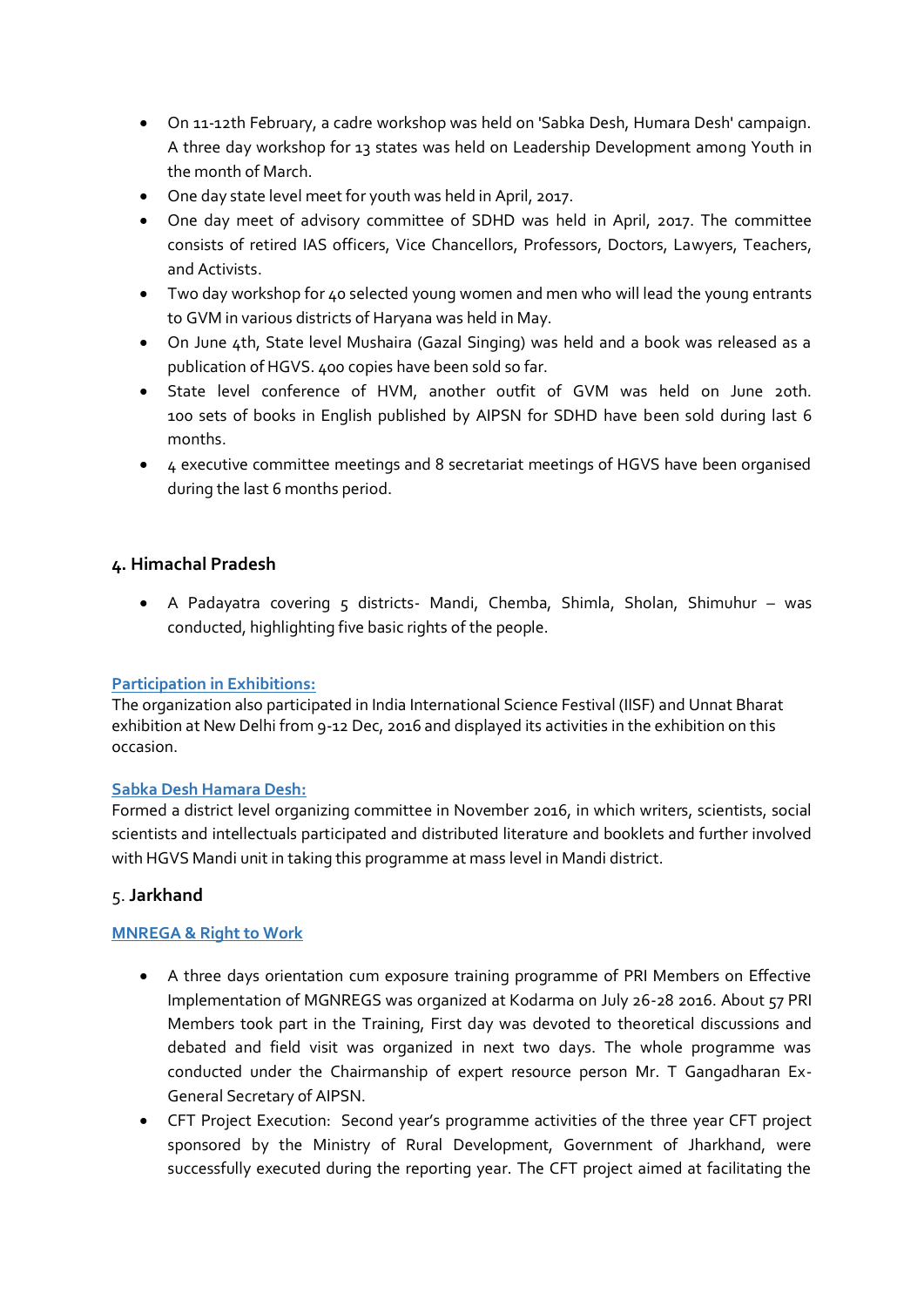- On 11-12th February, a cadre workshop was held on 'Sabka Desh, Humara Desh' campaign. A three day workshop for 13 states was held on Leadership Development among Youth in the month of March.
- One day state level meet for youth was held in April, 2017.
- One day meet of advisory committee of SDHD was held in April, 2017. The committee consists of retired IAS officers, Vice Chancellors, Professors, Doctors, Lawyers, Teachers, and Activists.
- Two day workshop for 40 selected young women and men who will lead the young entrants to GVM in various districts of Haryana was held in May.
- On June 4th, State level Mushaira (Gazal Singing) was held and a book was released as a publication of HGVS. 400 copies have been sold so far.
- State level conference of HVM, another outfit of GVM was held on June 20th. 100 sets of books in English published by AIPSN for SDHD have been sold during last 6 months.
- 4 executive committee meetings and 8 secretariat meetings of HGVS have been organised during the last 6 months period.

## 4. Himachal Pradesh

- A Padayatra covering 5 districts- Mandi, Chemba, Shimla, Sholan, Shimuhur – was conducted, highlighting five basic rights of the people.

**Participation in Exhibitions:**
The organization also participated in India International Science Festival (IISF) and Unnat Bharat exhibition at New Delhi from 9-12 Dec, 2016 and displayed its activities in the exhibition on this occasion.

**Sabka Desh Hamara Desh:**
Formed a district level organizing committee in November 2016, in which writers, scientists, social scientists and intellectuals participated and distributed literature and booklets and further involved with HGVS Mandi unit in taking this programme at mass level in Mandi district.

## 5. Jarkhand

**MNREGA & Right to Work**

- A three days orientation cum exposure training programme of PRI Members on Effective Implementation of MGNREGS was organized at Kodarma on July 26-28 2016. About 57 PRI Members took part in the Training, First day was devoted to theoretical discussions and debated and field visit was organized in next two days. The whole programme was conducted under the Chairmanship of expert resource person Mr. T Gangadharan Ex-General Secretary of AIPSN.
- CFT Project Execution: Second year's programme activities of the three year CFT project sponsored by the Ministry of Rural Development, Government of Jharkhand, were successfully executed during the reporting year. The CFT project aimed at facilitating the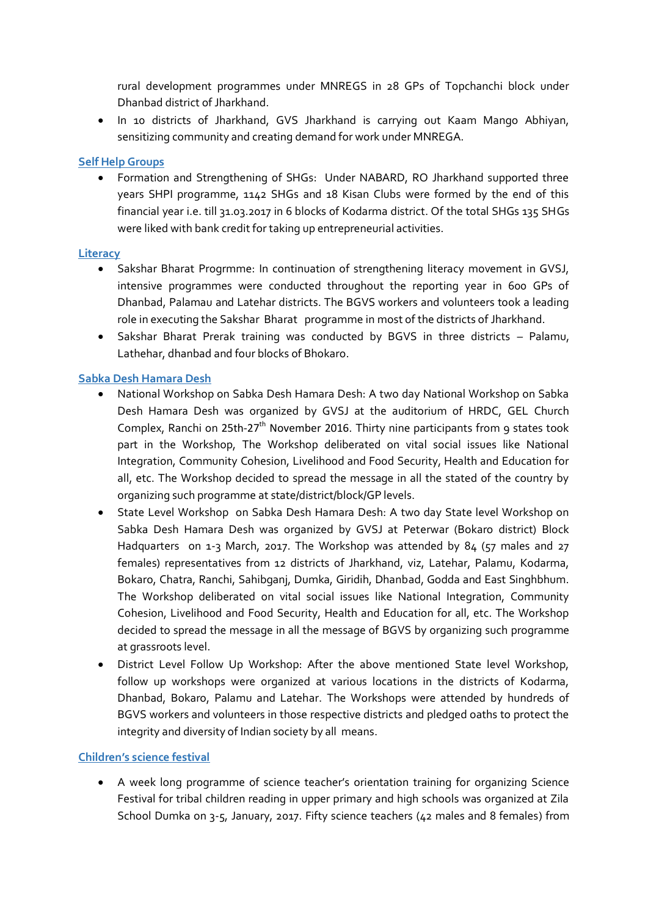rural development programmes under MNREGS in 28 GPs of Topchanchi block under Dhanbad district of Jharkhand.

- In 10 districts of Jharkhand, GVS Jharkhand is carrying out Kaam Mango Abhiyan, sensitizing community and creating demand for work under MNREGA.

## Self Help Groups

- Formation and Strengthening of SHGs: Under NABARD, RO Jharkhand supported three years SHPI programme, 1142 SHGs and 18 Kisan Clubs were formed by the end of this financial year i.e. till 31.03.2017 in 6 blocks of Kodarma district. Of the total SHGs 135 SHGs were liked with bank credit for taking up entrepreneurial activities.

## Literacy

- Sakshar Bharat Progrmme: In continuation of strengthening literacy movement in GVSJ, intensive programmes were conducted throughout the reporting year in 600 GPs of Dhanbad, Palamau and Latehar districts. The BGVS workers and volunteers took a leading role in executing the Sakshar Bharat programme in most of the districts of Jharkhand.
- Sakshar Bharat Prerak training was conducted by BGVS in three districts – Palamu, Lathehar, dhanbad and four blocks of Bhokaro.

## Sabka Desh Hamara Desh

- National Workshop on Sabka Desh Hamara Desh: A two day National Workshop on Sabka Desh Hamara Desh was organized by GVSJ at the auditorium of HRDC, GEL Church Complex, Ranchi on 25th-27th November 2016. Thirty nine participants from 9 states took part in the Workshop, The Workshop deliberated on vital social issues like National Integration, Community Cohesion, Livelihood and Food Security, Health and Education for all, etc. The Workshop decided to spread the message in all the stated of the country by organizing such programme at state/district/block/GP levels.
- State Level Workshop on Sabka Desh Hamara Desh: A two day State level Workshop on Sabka Desh Hamara Desh was organized by GVSJ at Peterwar (Bokaro district) Block Hadquarters on 1-3 March, 2017. The Workshop was attended by 84 (57 males and 27 females) representatives from 12 districts of Jharkhand, viz, Latehar, Palamu, Kodarma, Bokaro, Chatra, Ranchi, Sahibganj, Dumka, Giridih, Dhanbad, Godda and East Singhbhum. The Workshop deliberated on vital social issues like National Integration, Community Cohesion, Livelihood and Food Security, Health and Education for all, etc. The Workshop decided to spread the message in all the message of BGVS by organizing such programme at grassroots level.
- District Level Follow Up Workshop: After the above mentioned State level Workshop, follow up workshops were organized at various locations in the districts of Kodarma, Dhanbad, Bokaro, Palamu and Latehar. The Workshops were attended by hundreds of BGVS workers and volunteers in those respective districts and pledged oaths to protect the integrity and diversity of Indian society by all means.

## Children's science festival

- A week long programme of science teacher's orientation training for organizing Science Festival for tribal children reading in upper primary and high schools was organized at Zila School Dumka on 3-5, January, 2017. Fifty science teachers (42 males and 8 females) from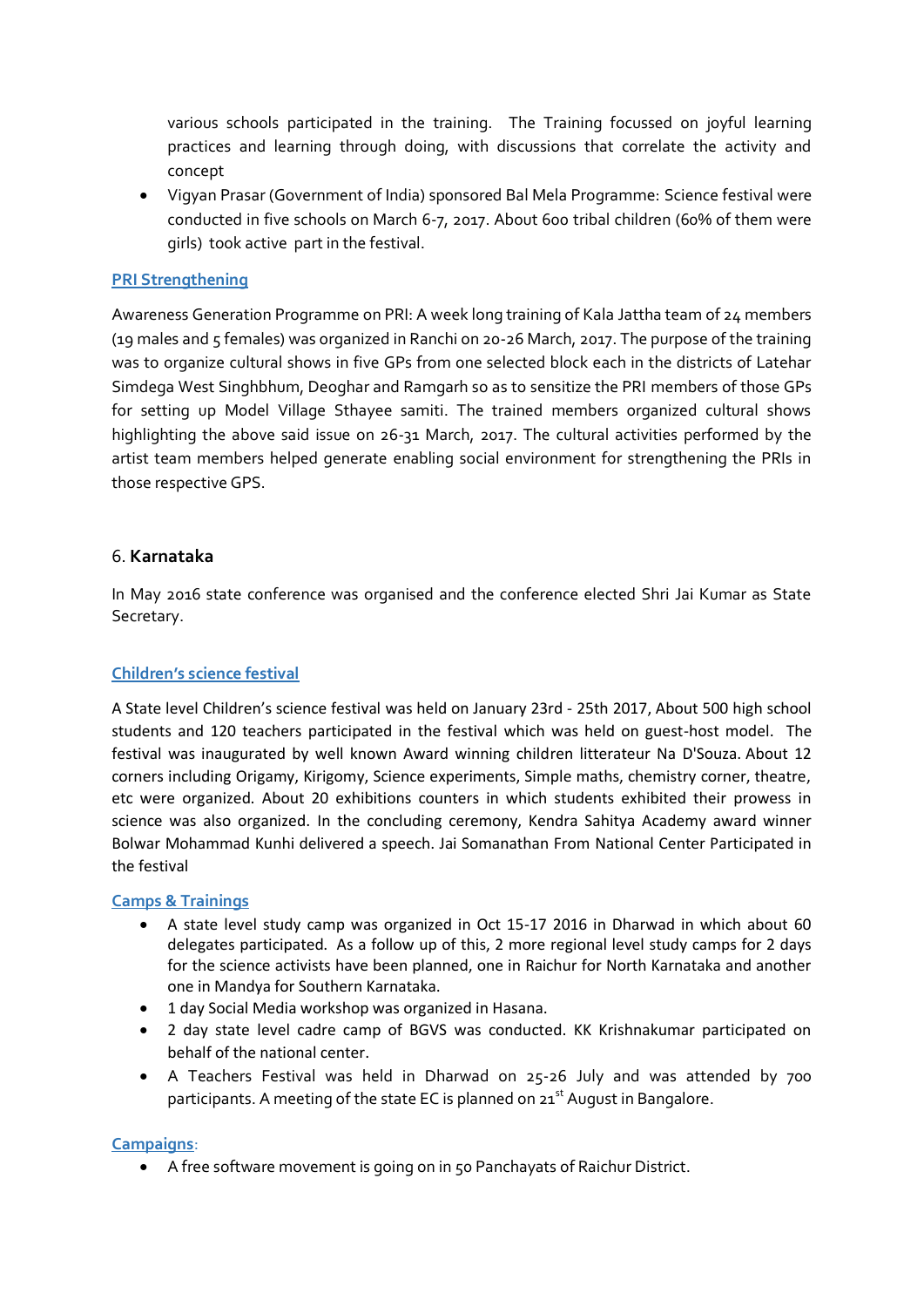various schools participated in the training. The Training focussed on joyful learning practices and learning through doing, with discussions that correlate the activity and concept

- Vigyan Prasar (Government of India) sponsored Bal Mela Programme: Science festival were conducted in five schools on March 6-7, 2017. About 600 tribal children (60% of them were girls) took active part in the festival.

### PRI Strengthening

Awareness Generation Programme on PRI: A week long training of Kala Jattha team of 24 members (19 males and 5 females) was organized in Ranchi on 20-26 March, 2017. The purpose of the training was to organize cultural shows in five GPs from one selected block each in the districts of Latehar Simdega West Singhbhum, Deoghar and Ramgarh so as to sensitize the PRI members of those GPs for setting up Model Village Sthayee samiti. The trained members organized cultural shows highlighting the above said issue on 26-31 March, 2017. The cultural activities performed by the artist team members helped generate enabling social environment for strengthening the PRIs in those respective GPS.

## 6. **Karnataka**

In May 2016 state conference was organised and the conference elected Shri Jai Kumar as State Secretary.

### Children's science festival

A State level Children's science festival was held on January 23rd - 25th 2017, About 500 high school students and 120 teachers participated in the festival which was held on guest-host model. The festival was inaugurated by well known Award winning children litterateur Na D'Souza. About 12 corners including Origamy, Kirigomy, Science experiments, Simple maths, chemistry corner, theatre, etc were organized. About 20 exhibitions counters in which students exhibited their prowess in science was also organized. In the concluding ceremony, Kendra Sahitya Academy award winner Bolwar Mohammad Kunhi delivered a speech. Jai Somanathan From National Center Participated in the festival

### Camps & Trainings

- A state level study camp was organized in Oct 15-17 2016 in Dharwad in which about 60 delegates participated. As a follow up of this, 2 more regional level study camps for 2 days for the science activists have been planned, one in Raichur for North Karnataka and another one in Mandya for Southern Karnataka.
- 1 day Social Media workshop was organized in Hasana.
- 2 day state level cadre camp of BGVS was conducted. KK Krishnakumar participated on behalf of the national center.
- A Teachers Festival was held in Dharwad on 25-26 July and was attended by 700 participants. A meeting of the state EC is planned on 21st August in Bangalore.

### Campaigns:

- A free software movement is going on in 50 Panchayats of Raichur District.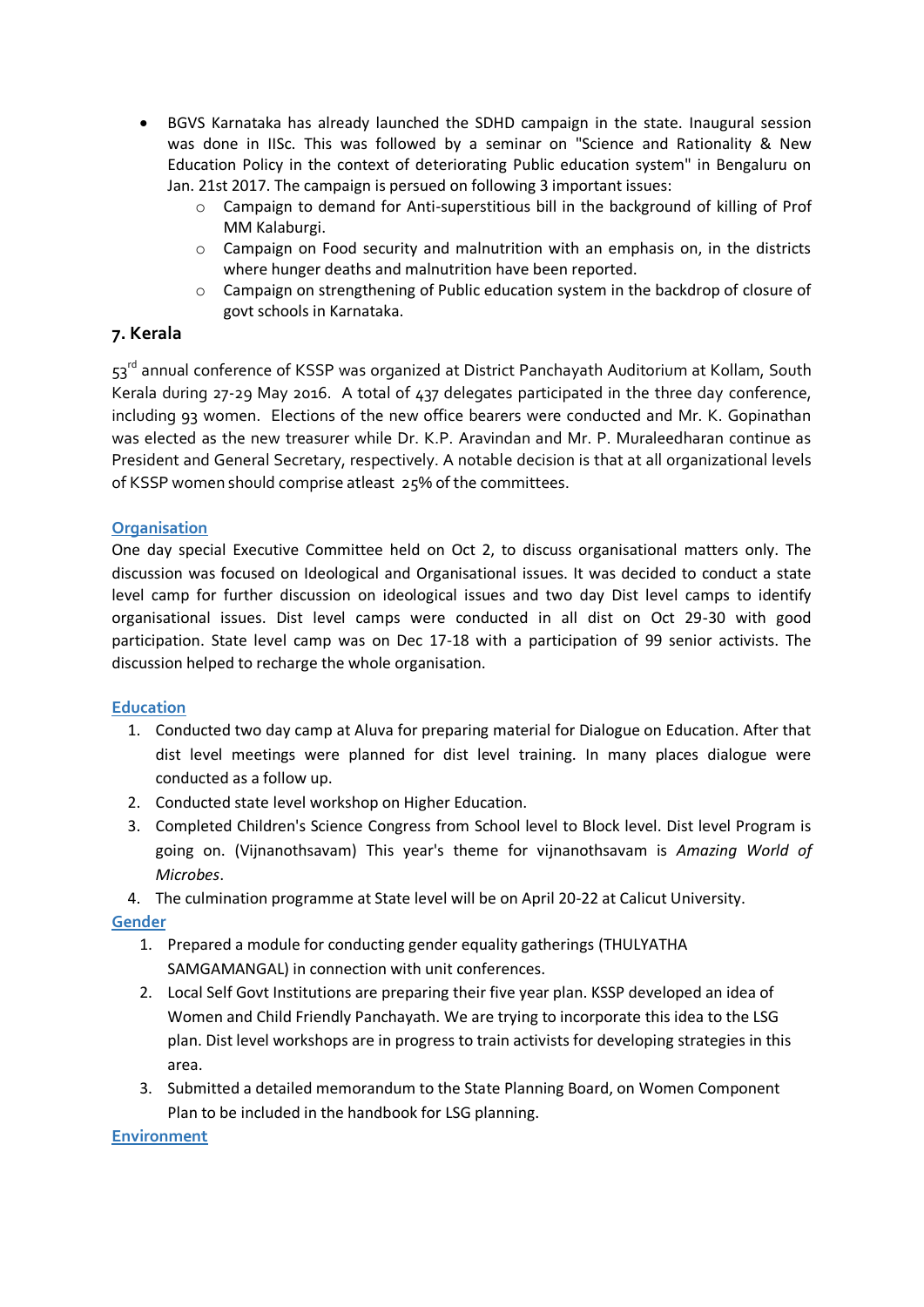- BGVS Karnataka has already launched the SDHD campaign in the state. Inaugural session was done in IISc. This was followed by a seminar on "Science and Rationality & New Education Policy in the context of deteriorating Public education system" in Bengaluru on Jan. 21st 2017. The campaign is persued on following 3 important issues:
    - Campaign to demand for Anti-superstitious bill in the background of killing of Prof MM Kalaburgi.
    - Campaign on Food security and malnutrition with an emphasis on, in the districts where hunger deaths and malnutrition have been reported.
    - Campaign on strengthening of Public education system in the backdrop of closure of govt schools in Karnataka.

## 7. Kerala

53rd annual conference of KSSP was organized at District Panchayath Auditorium at Kollam, South Kerala during 27-29 May 2016. A total of 437 delegates participated in the three day conference, including 93 women. Elections of the new office bearers were conducted and Mr. K. Gopinathan was elected as the new treasurer while Dr. K.P. Aravindan and Mr. P. Muraleedharan continue as President and General Secretary, respectively. A notable decision is that at all organizational levels of KSSP women should comprise atleast 25% of the committees.

### Organisation

One day special Executive Committee held on Oct 2, to discuss organisational matters only. The discussion was focused on Ideological and Organisational issues. It was decided to conduct a state level camp for further discussion on ideological issues and two day Dist level camps to identify organisational issues. Dist level camps were conducted in all dist on Oct 29-30 with good participation. State level camp was on Dec 17-18 with a participation of 99 senior activists. The discussion helped to recharge the whole organisation.

### Education

1. Conducted two day camp at Aluva for preparing material for Dialogue on Education. After that dist level meetings were planned for dist level training. In many places dialogue were conducted as a follow up.
2. Conducted state level workshop on Higher Education.
3. Completed Children's Science Congress from School level to Block level. Dist level Program is going on. (Vijnanothsavam) This year's theme for vijnanothsavam is *Amazing World of Microbes*.
4. The culmination programme at State level will be on April 20-22 at Calicut University.

### Gender

1. Prepared a module for conducting gender equality gatherings (THULYATHA SAMGAMANGAL) in connection with unit conferences.
2. Local Self Govt Institutions are preparing their five year plan. KSSP developed an idea of Women and Child Friendly Panchayath. We are trying to incorporate this idea to the LSG plan. Dist level workshops are in progress to train activists for developing strategies in this area.
3. Submitted a detailed memorandum to the State Planning Board, on Women Component Plan to be included in the handbook for LSG planning.

### Environment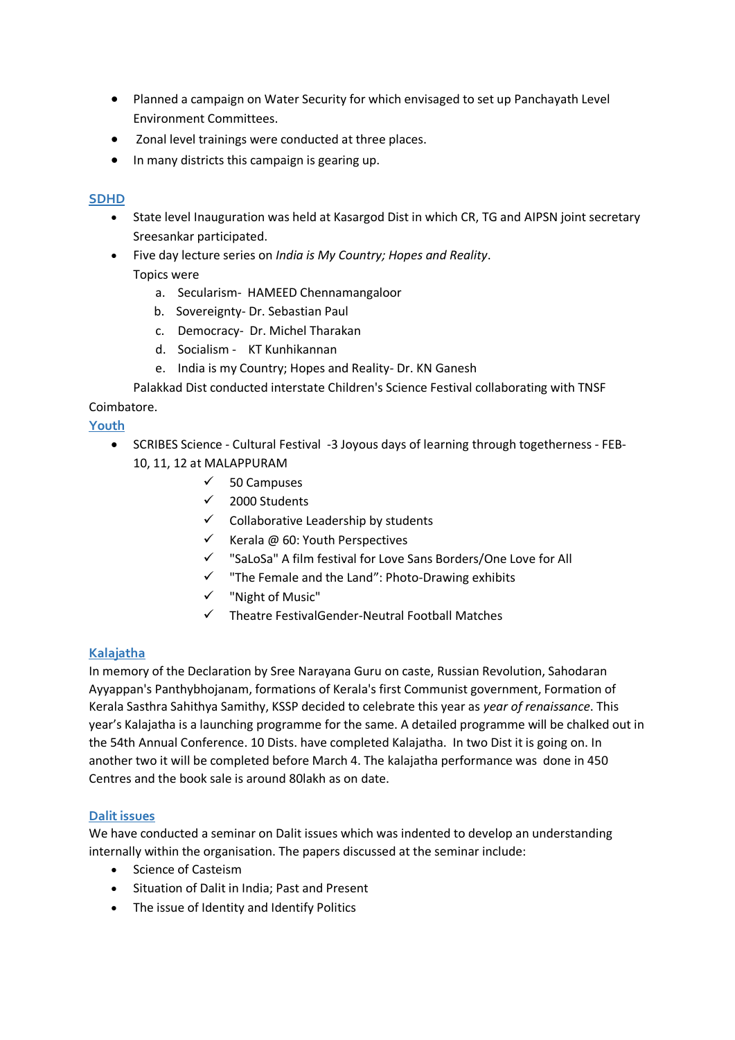- Planned a campaign on Water Security for which envisaged to set up Panchayath Level Environment Committees.
- Zonal level trainings were conducted at three places.
- In many districts this campaign is gearing up.

## SDHD

- State level Inauguration was held at Kasargod Dist in which CR, TG and AIPSN joint secretary Sreesankar participated.
- Five day lecture series on *India is My Country; Hopes and Reality*.

  Topics were

  a. Secularism- HAMEED Chennamangaloor
  b. Sovereignty- Dr. Sebastian Paul
  c. Democracy- Dr. Michel Tharakan
  d. Socialism - KT Kunhikannan
  e. India is my Country; Hopes and Reality- Dr. KN Ganesh

  Palakkad Dist conducted interstate Children's Science Festival collaborating with TNSF Coimbatore.

## Youth

- SCRIBES Science - Cultural Festival -3 Joyous days of learning through togetherness - FEB-10, 11, 12 at MALAPPURAM
  - ✓ 50 Campuses
  - ✓ 2000 Students
  - ✓ Collaborative Leadership by students
  - ✓ Kerala @ 60: Youth Perspectives
  - ✓ "SaLoSa" A film festival for Love Sans Borders/One Love for All
  - ✓ "The Female and the Land": Photo-Drawing exhibits
  - ✓ "Night of Music"
  - ✓ Theatre FestivalGender-Neutral Football Matches

## Kalajatha

In memory of the Declaration by Sree Narayana Guru on caste, Russian Revolution, Sahodaran Ayyappan's Panthybhojanam, formations of Kerala's first Communist government, Formation of Kerala Sasthra Sahithya Samithy, KSSP decided to celebrate this year as *year of renaissance*. This year's Kalajatha is a launching programme for the same. A detailed programme will be chalked out in the 54th Annual Conference. 10 Dists. have completed Kalajatha. In two Dist it is going on. In another two it will be completed before March 4. The kalajatha performance was done in 450 Centres and the book sale is around 80lakh as on date.

## Dalit issues

We have conducted a seminar on Dalit issues which was indented to develop an understanding internally within the organisation. The papers discussed at the seminar include:

- Science of Casteism
- Situation of Dalit in India; Past and Present
- The issue of Identity and Identify Politics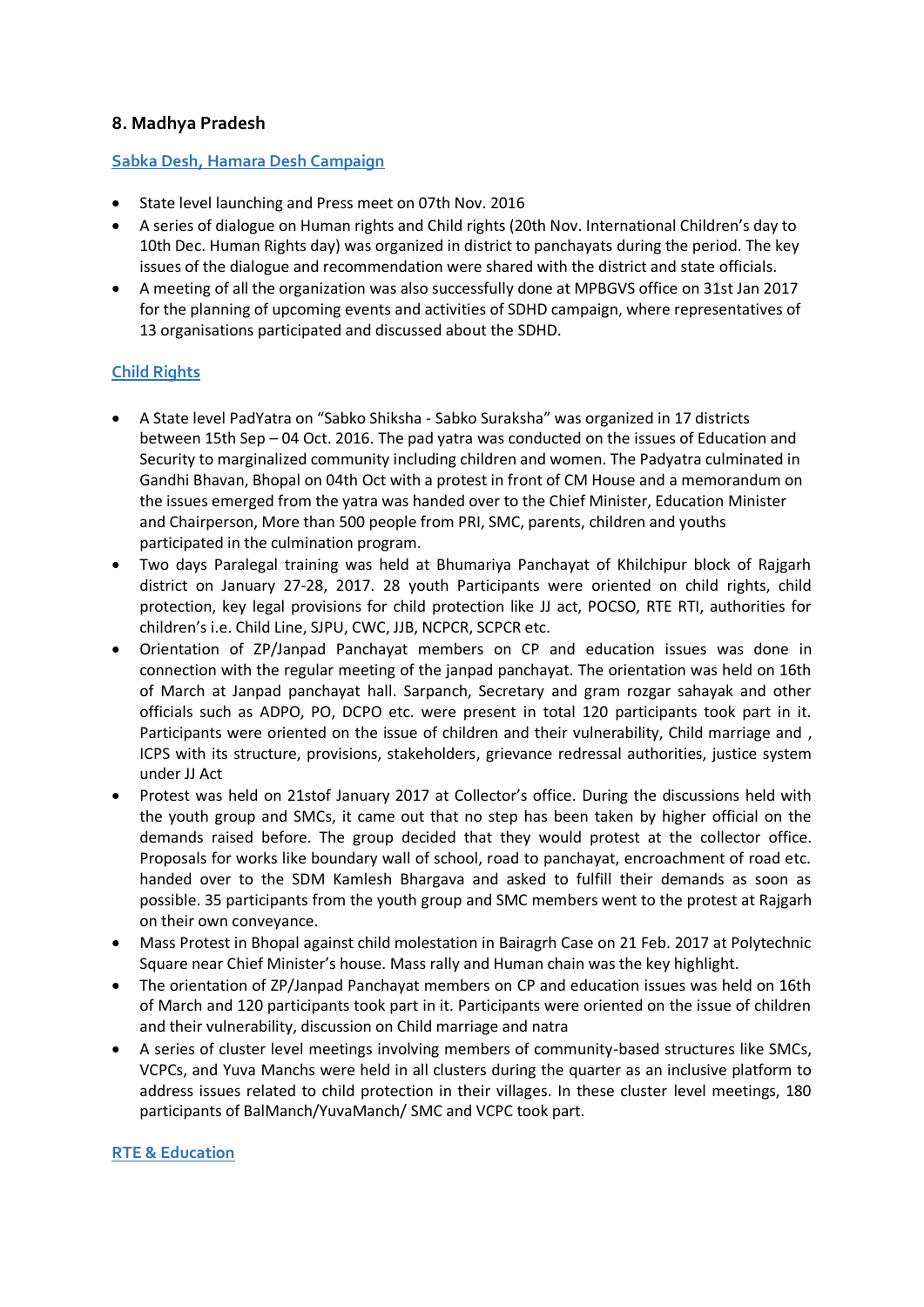## 8. Madhya Pradesh

### Sabka Desh, Hamara Desh Campaign

- State level launching and Press meet on 07th Nov. 2016
- A series of dialogue on Human rights and Child rights (20th Nov. International Children's day to 10th Dec. Human Rights day) was organized in district to panchayats during the period. The key issues of the dialogue and recommendation were shared with the district and state officials.
- A meeting of all the organization was also successfully done at MPBGVS office on 31st Jan 2017 for the planning of upcoming events and activities of SDHD campaign, where representatives of 13 organisations participated and discussed about the SDHD.

### Child Rights

- A State level PadYatra on "Sabko Shiksha - Sabko Suraksha" was organized in 17 districts between 15th Sep – 04 Oct. 2016. The pad yatra was conducted on the issues of Education and Security to marginalized community including children and women. The Padyatra culminated in Gandhi Bhavan, Bhopal on 04th Oct with a protest in front of CM House and a memorandum on the issues emerged from the yatra was handed over to the Chief Minister, Education Minister and Chairperson, More than 500 people from PRI, SMC, parents, children and youths participated in the culmination program.
- Two days Paralegal training was held at Bhumariya Panchayat of Khilchipur block of Rajgarh district on January 27-28, 2017. 28 youth Participants were oriented on child rights, child protection, key legal provisions for child protection like JJ act, POCSO, RTE RTI, authorities for children's i.e. Child Line, SJPU, CWC, JJB, NCPCR, SCPCR etc.
- Orientation of ZP/Janpad Panchayat members on CP and education issues was done in connection with the regular meeting of the janpad panchayat. The orientation was held on 16th of March at Janpad panchayat hall. Sarpanch, Secretary and gram rozgar sahayak and other officials such as ADPO, PO, DCPO etc. were present in total 120 participants took part in it. Participants were oriented on the issue of children and their vulnerability, Child marriage and , ICPS with its structure, provisions, stakeholders, grievance redressal authorities, justice system under JJ Act
- Protest was held on 21stof January 2017 at Collector's office. During the discussions held with the youth group and SMCs, it came out that no step has been taken by higher official on the demands raised before. The group decided that they would protest at the collector office. Proposals for works like boundary wall of school, road to panchayat, encroachment of road etc. handed over to the SDM Kamlesh Bhargava and asked to fulfill their demands as soon as possible. 35 participants from the youth group and SMC members went to the protest at Rajgarh on their own conveyance.
- Mass Protest in Bhopal against child molestation in Bairagrh Case on 21 Feb. 2017 at Polytechnic Square near Chief Minister's house. Mass rally and Human chain was the key highlight.
- The orientation of ZP/Janpad Panchayat members on CP and education issues was held on 16th of March and 120 participants took part in it. Participants were oriented on the issue of children and their vulnerability, discussion on Child marriage and natra
- A series of cluster level meetings involving members of community-based structures like SMCs, VCPCs, and Yuva Manchs were held in all clusters during the quarter as an inclusive platform to address issues related to child protection in their villages. In these cluster level meetings, 180 participants of BalManch/YuvaManch/ SMC and VCPC took part.

### RTE & Education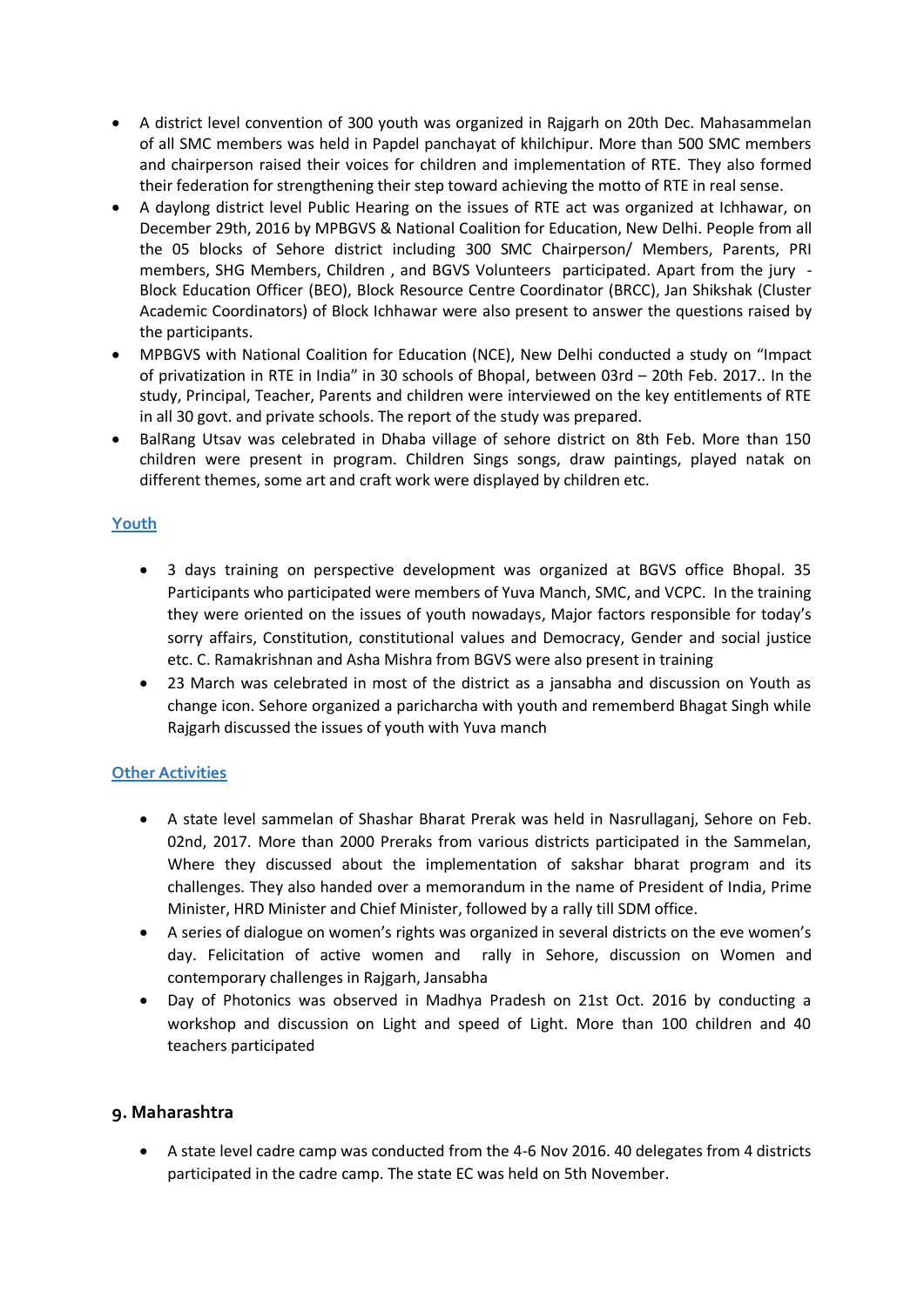- A district level convention of 300 youth was organized in Rajgarh on 20th Dec. Mahasammelan of all SMC members was held in Papdel panchayat of khilchipur. More than 500 SMC members and chairperson raised their voices for children and implementation of RTE. They also formed their federation for strengthening their step toward achieving the motto of RTE in real sense.
- A daylong district level Public Hearing on the issues of RTE act was organized at Ichhawar, on December 29th, 2016 by MPBGVS & National Coalition for Education, New Delhi. People from all the 05 blocks of Sehore district including 300 SMC Chairperson/ Members, Parents, PRI members, SHG Members, Children , and BGVS Volunteers participated. Apart from the jury - Block Education Officer (BEO), Block Resource Centre Coordinator (BRCC), Jan Shikshak (Cluster Academic Coordinators) of Block Ichhawar were also present to answer the questions raised by the participants.
- MPBGVS with National Coalition for Education (NCE), New Delhi conducted a study on "Impact of privatization in RTE in India" in 30 schools of Bhopal, between 03rd – 20th Feb. 2017.. In the study, Principal, Teacher, Parents and children were interviewed on the key entitlements of RTE in all 30 govt. and private schools. The report of the study was prepared.
- BalRang Utsav was celebrated in Dhaba village of sehore district on 8th Feb. More than 150 children were present in program. Children Sings songs, draw paintings, played natak on different themes, some art and craft work were displayed by children etc.

### Youth

- 3 days training on perspective development was organized at BGVS office Bhopal. 35 Participants who participated were members of Yuva Manch, SMC, and VCPC. In the training they were oriented on the issues of youth nowadays, Major factors responsible for today's sorry affairs, Constitution, constitutional values and Democracy, Gender and social justice etc. C. Ramakrishnan and Asha Mishra from BGVS were also present in training
- 23 March was celebrated in most of the district as a jansabha and discussion on Youth as change icon. Sehore organized a paricharcha with youth and rememberd Bhagat Singh while Rajgarh discussed the issues of youth with Yuva manch

### Other Activities

- A state level sammelan of Shashar Bharat Prerak was held in Nasrullaganj, Sehore on Feb. 02nd, 2017. More than 2000 Preraks from various districts participated in the Sammelan, Where they discussed about the implementation of sakshar bharat program and its challenges. They also handed over a memorandum in the name of President of India, Prime Minister, HRD Minister and Chief Minister, followed by a rally till SDM office.
- A series of dialogue on women's rights was organized in several districts on the eve women's day. Felicitation of active women and rally in Sehore, discussion on Women and contemporary challenges in Rajgarh, Jansabha
- Day of Photonics was observed in Madhya Pradesh on 21st Oct. 2016 by conducting a workshop and discussion on Light and speed of Light. More than 100 children and 40 teachers participated

## 9. Maharashtra

- A state level cadre camp was conducted from the 4-6 Nov 2016. 40 delegates from 4 districts participated in the cadre camp. The state EC was held on 5th November.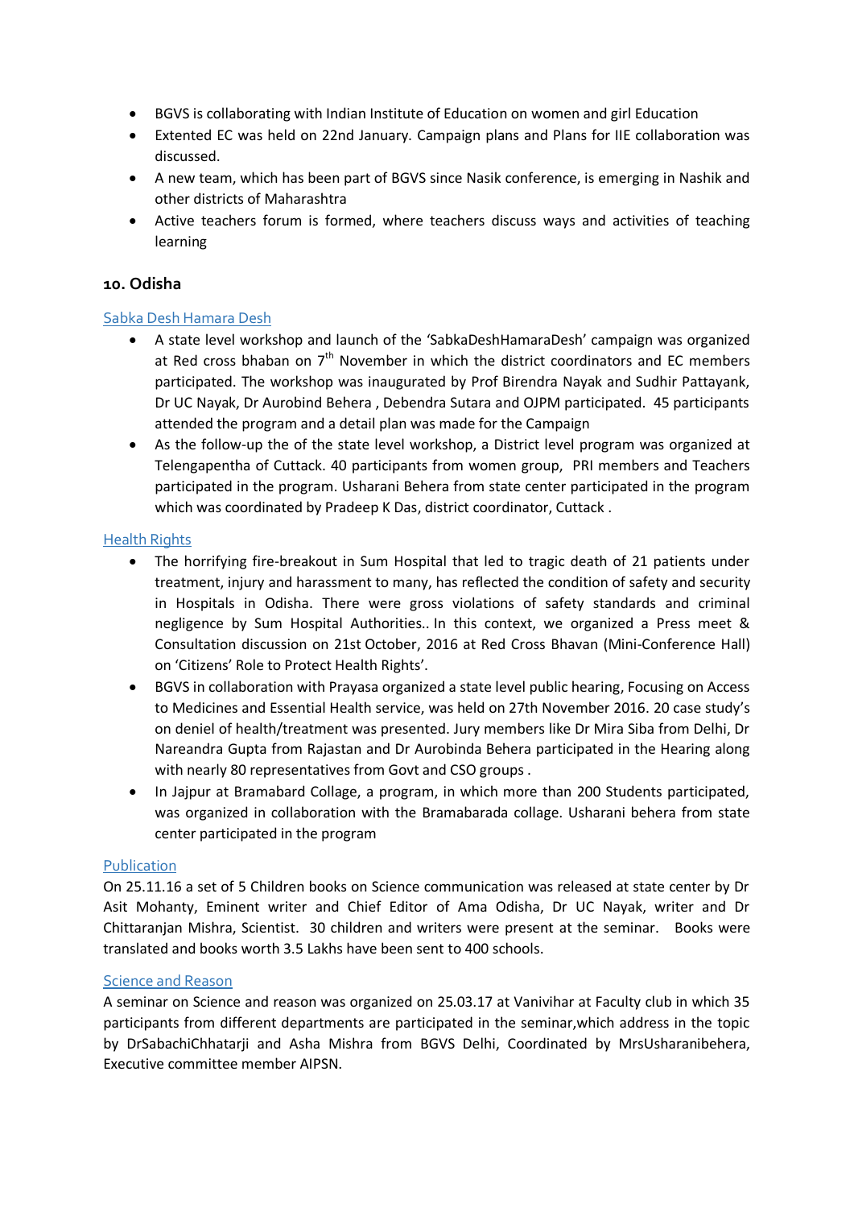- BGVS is collaborating with Indian Institute of Education on women and girl Education
- Extented EC was held on 22nd January. Campaign plans and Plans for IIE collaboration was discussed.
- A new team, which has been part of BGVS since Nasik conference, is emerging in Nashik and other districts of Maharashtra
- Active teachers forum is formed, where teachers discuss ways and activities of teaching learning

### 10. Odisha

Sabka Desh Hamara Desh

- A state level workshop and launch of the 'SabkaDeshHamaraDesh' campaign was organized at Red cross bhaban on 7th November in which the district coordinators and EC members participated. The workshop was inaugurated by Prof Birendra Nayak and Sudhir Pattayank, Dr UC Nayak, Dr Aurobind Behera , Debendra Sutara and OJPM participated. 45 participants attended the program and a detail plan was made for the Campaign
- As the follow-up the of the state level workshop, a District level program was organized at Telengapentha of Cuttack. 40 participants from women group, PRI members and Teachers participated in the program. Usharani Behera from state center participated in the program which was coordinated by Pradeep K Das, district coordinator, Cuttack .

Health Rights

- The horrifying fire-breakout in Sum Hospital that led to tragic death of 21 patients under treatment, injury and harassment to many, has reflected the condition of safety and security in Hospitals in Odisha. There were gross violations of safety standards and criminal negligence by Sum Hospital Authorities.. In this context, we organized a Press meet & Consultation discussion on 21st October, 2016 at Red Cross Bhavan (Mini-Conference Hall) on 'Citizens' Role to Protect Health Rights'.
- BGVS in collaboration with Prayasa organized a state level public hearing, Focusing on Access to Medicines and Essential Health service, was held on 27th November 2016. 20 case study's on deniel of health/treatment was presented. Jury members like Dr Mira Siba from Delhi, Dr Nareandra Gupta from Rajastan and Dr Aurobinda Behera participated in the Hearing along with nearly 80 representatives from Govt and CSO groups .
- In Jajpur at Bramabard Collage, a program, in which more than 200 Students participated, was organized in collaboration with the Bramabarada collage. Usharani behera from state center participated in the program

Publication

On 25.11.16 a set of 5 Children books on Science communication was released at state center by Dr Asit Mohanty, Eminent writer and Chief Editor of Ama Odisha, Dr UC Nayak, writer and Dr Chittaranjan Mishra, Scientist. 30 children and writers were present at the seminar. Books were translated and books worth 3.5 Lakhs have been sent to 400 schools.

Science and Reason

A seminar on Science and reason was organized on 25.03.17 at Vanivihar at Faculty club in which 35 participants from different departments are participated in the seminar,which address in the topic by DrSabachiChhatarji and Asha Mishra from BGVS Delhi, Coordinated by MrsUsharanibehera, Executive committee member AIPSN.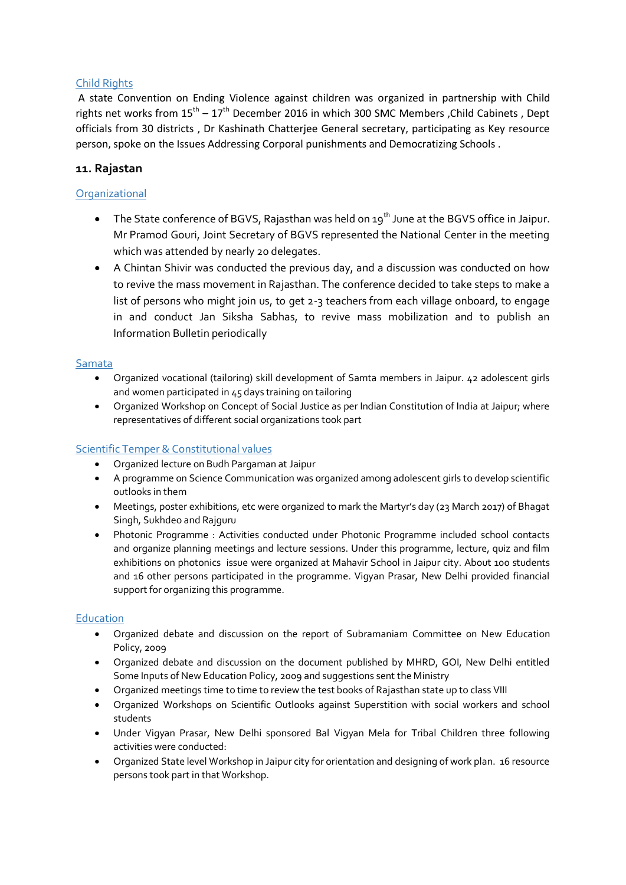Child Rights

A state Convention on Ending Violence against children was organized in partnership with Child rights net works from 15th – 17th December 2016 in which 300 SMC Members ,Child Cabinets , Dept officials from 30 districts , Dr Kashinath Chatterjee General secretary, participating as Key resource person, spoke on the Issues Addressing Corporal punishments and Democratizing Schools .

## 11. Rajastan

Organizational

- The State conference of BGVS, Rajasthan was held on 19th June at the BGVS office in Jaipur. Mr Pramod Gouri, Joint Secretary of BGVS represented the National Center in the meeting which was attended by nearly 20 delegates.
- A Chintan Shivir was conducted the previous day, and a discussion was conducted on how to revive the mass movement in Rajasthan. The conference decided to take steps to make a list of persons who might join us, to get 2-3 teachers from each village onboard, to engage in and conduct Jan Siksha Sabhas, to revive mass mobilization and to publish an Information Bulletin periodically

Samata

- Organized vocational (tailoring) skill development of Samta members in Jaipur. 42 adolescent girls and women participated in 45 days training on tailoring
- Organized Workshop on Concept of Social Justice as per Indian Constitution of India at Jaipur; where representatives of different social organizations took part

Scientific Temper & Constitutional values

- Organized lecture on Budh Pargaman at Jaipur
- A programme on Science Communication was organized among adolescent girls to develop scientific outlooks in them
- Meetings, poster exhibitions, etc were organized to mark the Martyr's day (23 March 2017) of Bhagat Singh, Sukhdeo and Rajguru
- Photonic Programme : Activities conducted under Photonic Programme included school contacts and organize planning meetings and lecture sessions. Under this programme, lecture, quiz and film exhibitions on photonics issue were organized at Mahavir School in Jaipur city. About 100 students and 16 other persons participated in the programme. Vigyan Prasar, New Delhi provided financial support for organizing this programme.

Education

- Organized debate and discussion on the report of Subramaniam Committee on New Education Policy, 2009
- Organized debate and discussion on the document published by MHRD, GOI, New Delhi entitled Some Inputs of New Education Policy, 2009 and suggestions sent the Ministry
- Organized meetings time to time to review the test books of Rajasthan state up to class VIII
- Organized Workshops on Scientific Outlooks against Superstition with social workers and school students
- Under Vigyan Prasar, New Delhi sponsored Bal Vigyan Mela for Tribal Children three following activities were conducted:
- Organized State level Workshop in Jaipur city for orientation and designing of work plan. 16 resource persons took part in that Workshop.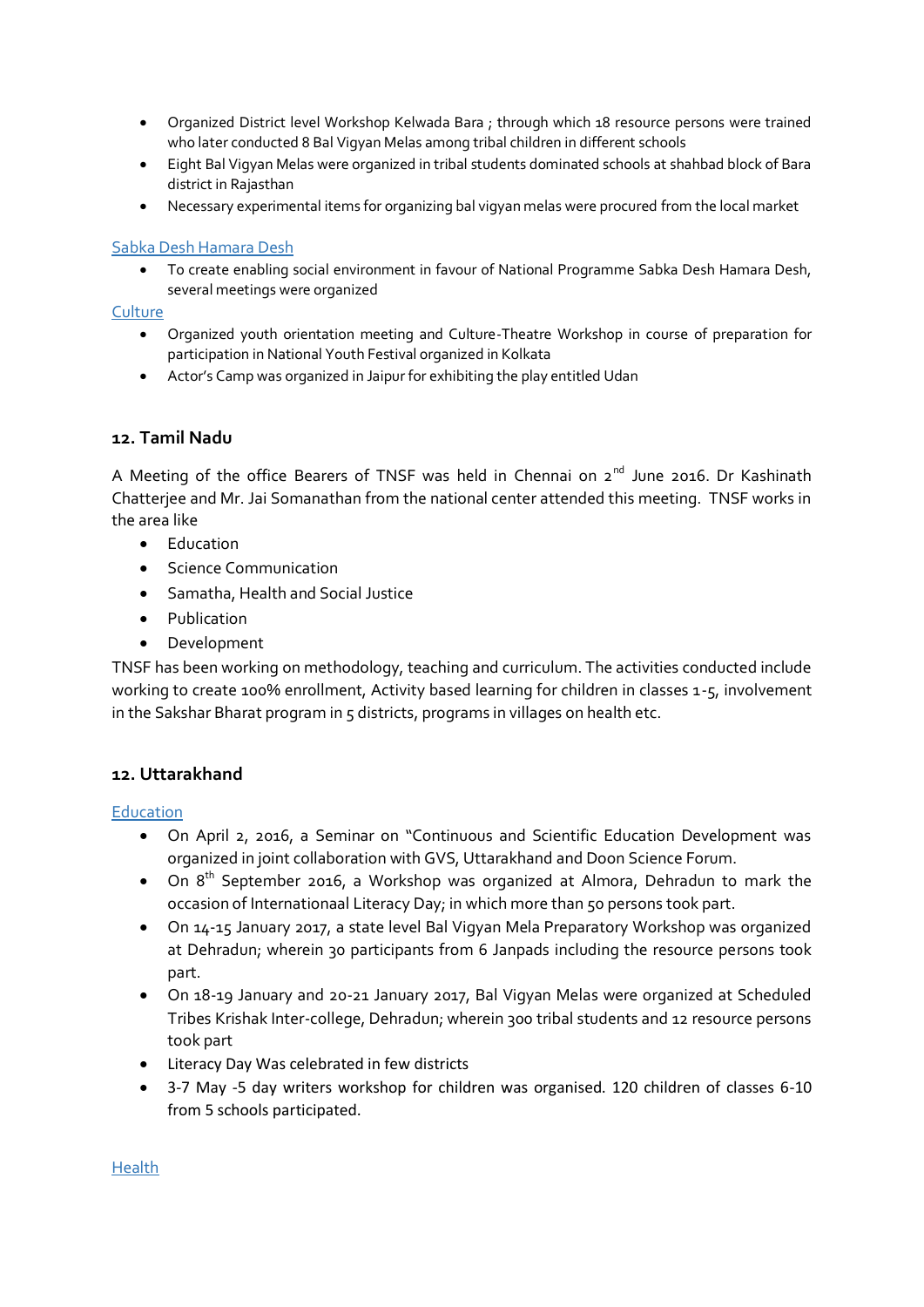- Organized District level Workshop Kelwada Bara ; through which 18 resource persons were trained who later conducted 8 Bal Vigyan Melas among tribal children in different schools
- Eight Bal Vigyan Melas were organized in tribal students dominated schools at shahbad block of Bara district in Rajasthan
- Necessary experimental items for organizing bal vigyan melas were procured from the local market

Sabka Desh Hamara Desh

- To create enabling social environment in favour of National Programme Sabka Desh Hamara Desh, several meetings were organized

Culture

- Organized youth orientation meeting and Culture-Theatre Workshop in course of preparation for participation in National Youth Festival organized in Kolkata
- Actor's Camp was organized in Jaipur for exhibiting the play entitled Udan

### 12. Tamil Nadu

A Meeting of the office Bearers of TNSF was held in Chennai on 2nd June 2016. Dr Kashinath Chatterjee and Mr. Jai Somanathan from the national center attended this meeting. TNSF works in the area like

- Education
- Science Communication
- Samatha, Health and Social Justice
- Publication
- Development

TNSF has been working on methodology, teaching and curriculum. The activities conducted include working to create 100% enrollment, Activity based learning for children in classes 1-5, involvement in the Sakshar Bharat program in 5 districts, programs in villages on health etc.

### 12. Uttarakhand

Education

- On April 2, 2016, a Seminar on "Continuous and Scientific Education Development was organized in joint collaboration with GVS, Uttarakhand and Doon Science Forum.
- On 8th September 2016, a Workshop was organized at Almora, Dehradun to mark the occasion of Internationaal Literacy Day; in which more than 50 persons took part.
- On 14-15 January 2017, a state level Bal Vigyan Mela Preparatory Workshop was organized at Dehradun; wherein 30 participants from 6 Janpads including the resource persons took part.
- On 18-19 January and 20-21 January 2017, Bal Vigyan Melas were organized at Scheduled Tribes Krishak Inter-college, Dehradun; wherein 300 tribal students and 12 resource persons took part
- Literacy Day Was celebrated in few districts
- 3-7 May -5 day writers workshop for children was organised. 120 children of classes 6-10 from 5 schools participated.

Health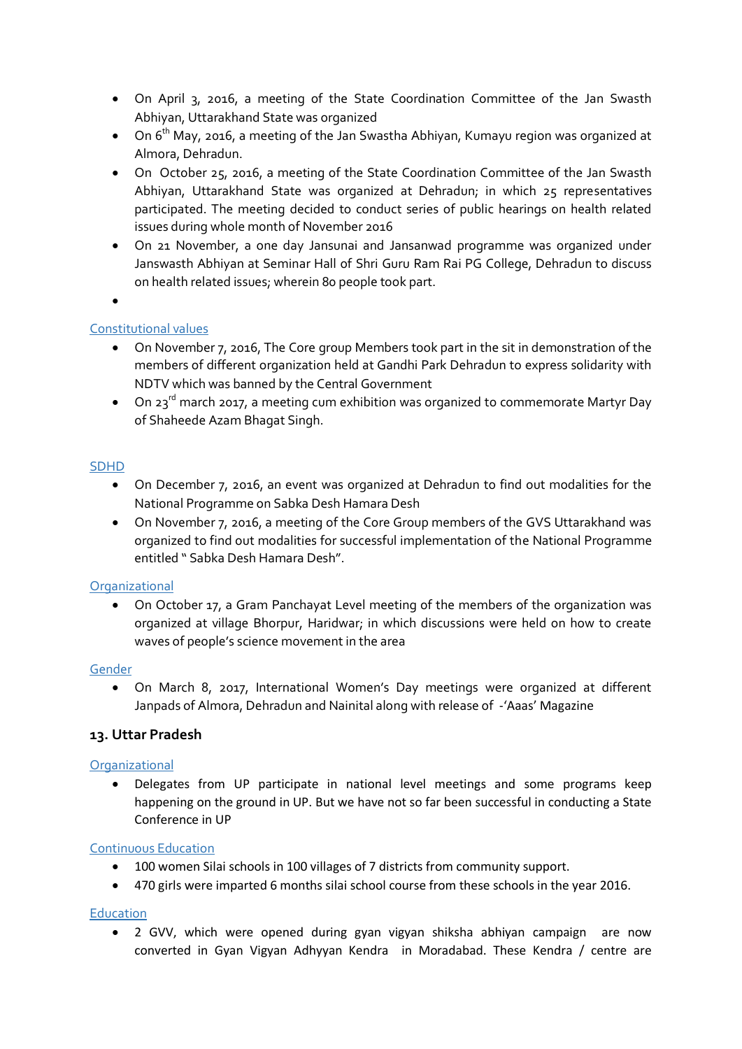- On April 3, 2016, a meeting of the State Coordination Committee of the Jan Swasth Abhiyan, Uttarakhand State was organized
- On 6th May, 2016, a meeting of the Jan Swastha Abhiyan, Kumayu region was organized at Almora, Dehradun.
- On October 25, 2016, a meeting of the State Coordination Committee of the Jan Swasth Abhiyan, Uttarakhand State was organized at Dehradun; in which 25 representatives participated. The meeting decided to conduct series of public hearings on health related issues during whole month of November 2016
- On 21 November, a one day Jansunai and Jansanwad programme was organized under Janswasth Abhiyan at Seminar Hall of Shri Guru Ram Rai PG College, Dehradun to discuss on health related issues; wherein 80 people took part.
-

Constitutional values

- On November 7, 2016, The Core group Members took part in the sit in demonstration of the members of different organization held at Gandhi Park Dehradun to express solidarity with NDTV which was banned by the Central Government
- On 23rd march 2017, a meeting cum exhibition was organized to commemorate Martyr Day of Shaheede Azam Bhagat Singh.

SDHD

- On December 7, 2016, an event was organized at Dehradun to find out modalities for the National Programme on Sabka Desh Hamara Desh
- On November 7, 2016, a meeting of the Core Group members of the GVS Uttarakhand was organized to find out modalities for successful implementation of the National Programme entitled " Sabka Desh Hamara Desh".

Organizational

- On October 17, a Gram Panchayat Level meeting of the members of the organization was organized at village Bhorpur, Haridwar; in which discussions were held on how to create waves of people's science movement in the area

Gender

- On March 8, 2017, International Women's Day meetings were organized at different Janpads of Almora, Dehradun and Nainital along with release of -'Aaas' Magazine

### 13. Uttar Pradesh

Organizational

- Delegates from UP participate in national level meetings and some programs keep happening on the ground in UP. But we have not so far been successful in conducting a State Conference in UP

Continuous Education

- 100 women Silai schools in 100 villages of 7 districts from community support.
- 470 girls were imparted 6 months silai school course from these schools in the year 2016.

Education

- 2 GVV, which were opened during gyan vigyan shiksha abhiyan campaign are now converted in Gyan Vigyan Adhyyan Kendra in Moradabad. These Kendra / centre are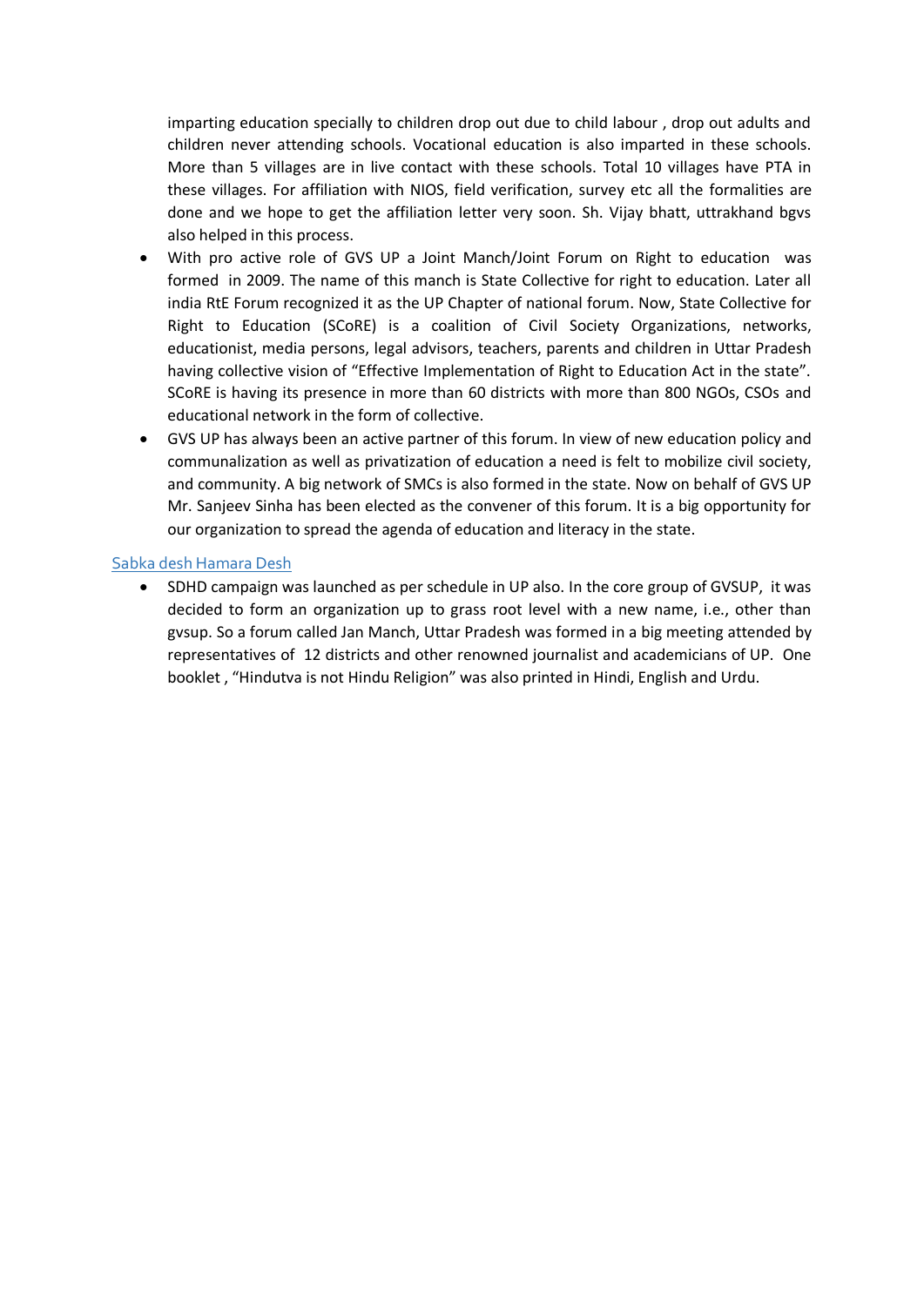imparting education specially to children drop out due to child labour , drop out adults and children never attending schools. Vocational education is also imparted in these schools. More than 5 villages are in live contact with these schools. Total 10 villages have PTA in these villages. For affiliation with NIOS, field verification, survey etc all the formalities are done and we hope to get the affiliation letter very soon. Sh. Vijay bhatt, uttrakhand bgvs also helped in this process.

- With pro active role of GVS UP a Joint Manch/Joint Forum on Right to education was formed in 2009. The name of this manch is State Collective for right to education. Later all india RtE Forum recognized it as the UP Chapter of national forum. Now, State Collective for Right to Education (SCoRE) is a coalition of Civil Society Organizations, networks, educationist, media persons, legal advisors, teachers, parents and children in Uttar Pradesh having collective vision of "Effective Implementation of Right to Education Act in the state". SCoRE is having its presence in more than 60 districts with more than 800 NGOs, CSOs and educational network in the form of collective.
- GVS UP has always been an active partner of this forum. In view of new education policy and communalization as well as privatization of education a need is felt to mobilize civil society, and community. A big network of SMCs is also formed in the state. Now on behalf of GVS UP Mr. Sanjeev Sinha has been elected as the convener of this forum. It is a big opportunity for our organization to spread the agenda of education and literacy in the state.

## Sabka desh Hamara Desh

- SDHD campaign was launched as per schedule in UP also. In the core group of GVSUP, it was decided to form an organization up to grass root level with a new name, i.e., other than gvsup. So a forum called Jan Manch, Uttar Pradesh was formed in a big meeting attended by representatives of 12 districts and other renowned journalist and academicians of UP. One booklet , "Hindutva is not Hindu Religion" was also printed in Hindi, English and Urdu.